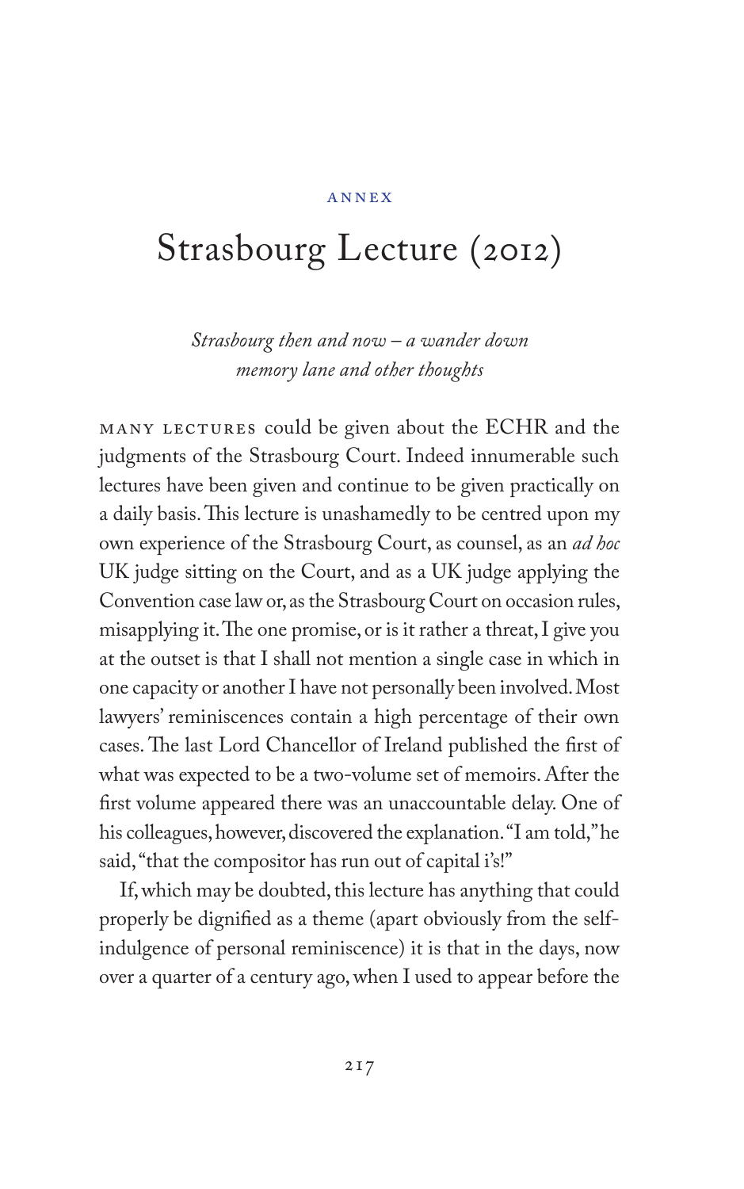ANNEX

# Strasbourg Lecture (2012)

*Strasbourg then and now – a wander down memory lane and other thoughts*

MANY LECTURES could be given about the ECHR and the judgments of the Strasbourg Court. Indeed innumerable such lectures have been given and continue to be given practically on a daily basis. This lecture is unashamedly to be centred upon my own experience of the Strasbourg Court, as counsel, as an *ad hoc* UK judge sitting on the Court, and as a UK judge applying the Convention case law or, as the Strasbourg Court on occasion rules, misapplying it. The one promise, or is it rather a threat, I give you at the outset is that I shall not mention a single case in which in one capacity or another I have not personally been involved. Most lawyers' reminiscences contain a high percentage of their own cases. The last Lord Chancellor of Ireland published the first of what was expected to be a two-volume set of memoirs. After the first volume appeared there was an unaccountable delay. One of his colleagues, however, discovered the explanation. "I am told," he said, "that the compositor has run out of capital i's!"

If, which may be doubted, this lecture has anything that could properly be dignified as a theme (apart obviously from the self-indulgence of personal reminiscence) it is that in the days, now over a quarter of a century ago, when I used to appear before the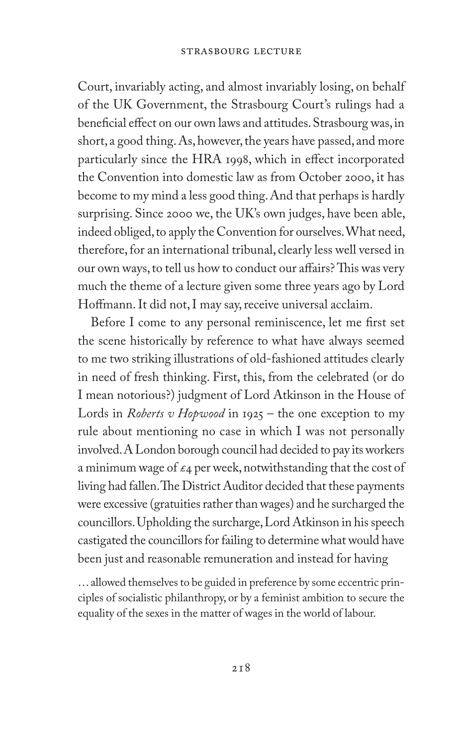Court, invariably acting, and almost invariably losing, on behalf of the UK Government, the Strasbourg Court's rulings had a beneficial effect on our own laws and attitudes. Strasbourg was, in short, a good thing. As, however, the years have passed, and more particularly since the HRA 1998, which in effect incorporated the Convention into domestic law as from October 2000, it has become to my mind a less good thing. And that perhaps is hardly surprising. Since 2000 we, the UK's own judges, have been able, indeed obliged, to apply the Convention for ourselves. What need, therefore, for an international tribunal, clearly less well versed in our own ways, to tell us how to conduct our affairs? This was very much the theme of a lecture given some three years ago by Lord Hoffmann. It did not, I may say, receive universal acclaim.

Before I come to any personal reminiscence, let me first set the scene historically by reference to what have always seemed to me two striking illustrations of old-fashioned attitudes clearly in need of fresh thinking. First, this, from the celebrated (or do I mean notorious?) judgment of Lord Atkinson in the House of Lords in *Roberts v Hopwood* in 1925 – the one exception to my rule about mentioning no case in which I was not personally involved. A London borough council had decided to pay its workers a minimum wage of £4 per week, notwithstanding that the cost of living had fallen. The District Auditor decided that these payments were excessive (gratuities rather than wages) and he surcharged the councillors. Upholding the surcharge, Lord Atkinson in his speech castigated the councillors for failing to determine what would have been just and reasonable remuneration and instead for having

> … allowed themselves to be guided in preference by some eccentric principles of socialistic philanthropy, or by a feminist ambition to secure the equality of the sexes in the matter of wages in the world of labour.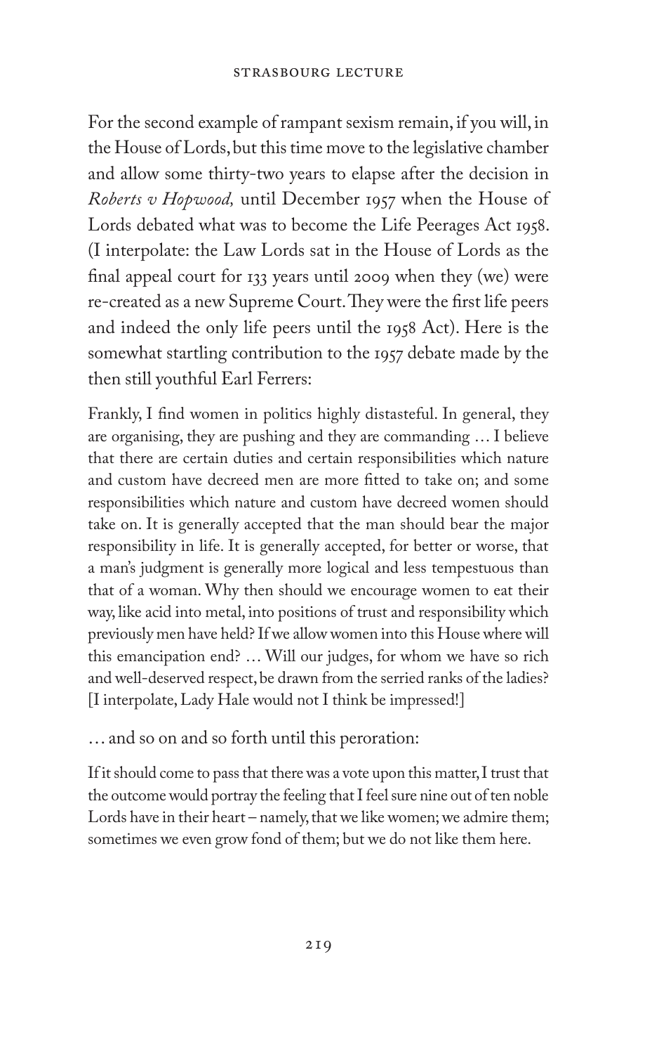For the second example of rampant sexism remain, if you will, in the House of Lords, but this time move to the legislative chamber and allow some thirty-two years to elapse after the decision in *Roberts v Hopwood,* until December 1957 when the House of Lords debated what was to become the Life Peerages Act 1958. (I interpolate: the Law Lords sat in the House of Lords as the final appeal court for 133 years until 2009 when they (we) were re-created as a new Supreme Court. They were the first life peers and indeed the only life peers until the 1958 Act). Here is the somewhat startling contribution to the 1957 debate made by the then still youthful Earl Ferrers:

> Frankly, I find women in politics highly distasteful. In general, they are organising, they are pushing and they are commanding … I believe that there are certain duties and certain responsibilities which nature and custom have decreed men are more fitted to take on; and some responsibilities which nature and custom have decreed women should take on. It is generally accepted that the man should bear the major responsibility in life. It is generally accepted, for better or worse, that a man's judgment is generally more logical and less tempestuous than that of a woman. Why then should we encourage women to eat their way, like acid into metal, into positions of trust and responsibility which previously men have held? If we allow women into this House where will this emancipation end? … Will our judges, for whom we have so rich and well-deserved respect, be drawn from the serried ranks of the ladies? [I interpolate, Lady Hale would not I think be impressed!]

… and so on and so forth until this peroration:

> If it should come to pass that there was a vote upon this matter, I trust that the outcome would portray the feeling that I feel sure nine out of ten noble Lords have in their heart – namely, that we like women; we admire them; sometimes we even grow fond of them; but we do not like them here.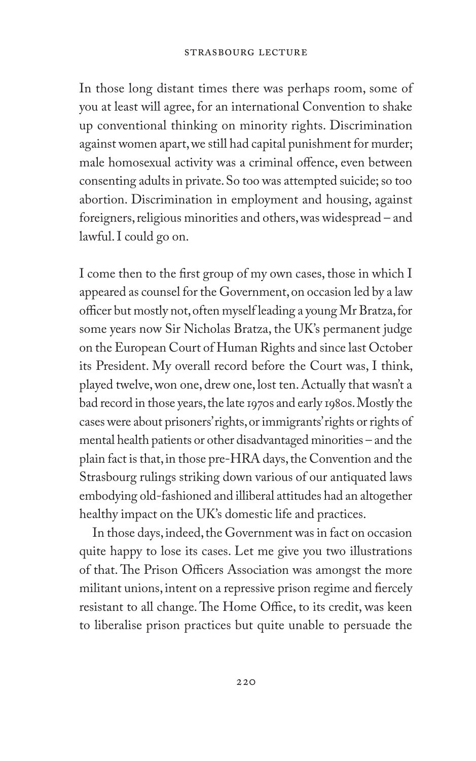In those long distant times there was perhaps room, some of you at least will agree, for an international Convention to shake up conventional thinking on minority rights. Discrimination against women apart, we still had capital punishment for murder; male homosexual activity was a criminal offence, even between consenting adults in private. So too was attempted suicide; so too abortion. Discrimination in employment and housing, against foreigners, religious minorities and others, was widespread – and lawful. I could go on.

I come then to the first group of my own cases, those in which I appeared as counsel for the Government, on occasion led by a law officer but mostly not, often myself leading a young Mr Bratza, for some years now Sir Nicholas Bratza, the UK's permanent judge on the European Court of Human Rights and since last October its President. My overall record before the Court was, I think, played twelve, won one, drew one, lost ten. Actually that wasn't a bad record in those years, the late 1970s and early 1980s. Mostly the cases were about prisoners' rights, or immigrants' rights or rights of mental health patients or other disadvantaged minorities – and the plain fact is that, in those pre-HRA days, the Convention and the Strasbourg rulings striking down various of our antiquated laws embodying old-fashioned and illiberal attitudes had an altogether healthy impact on the UK's domestic life and practices.

In those days, indeed, the Government was in fact on occasion quite happy to lose its cases. Let me give you two illustrations of that. The Prison Officers Association was amongst the more militant unions, intent on a repressive prison regime and fiercely resistant to all change. The Home Office, to its credit, was keen to liberalise prison practices but quite unable to persuade the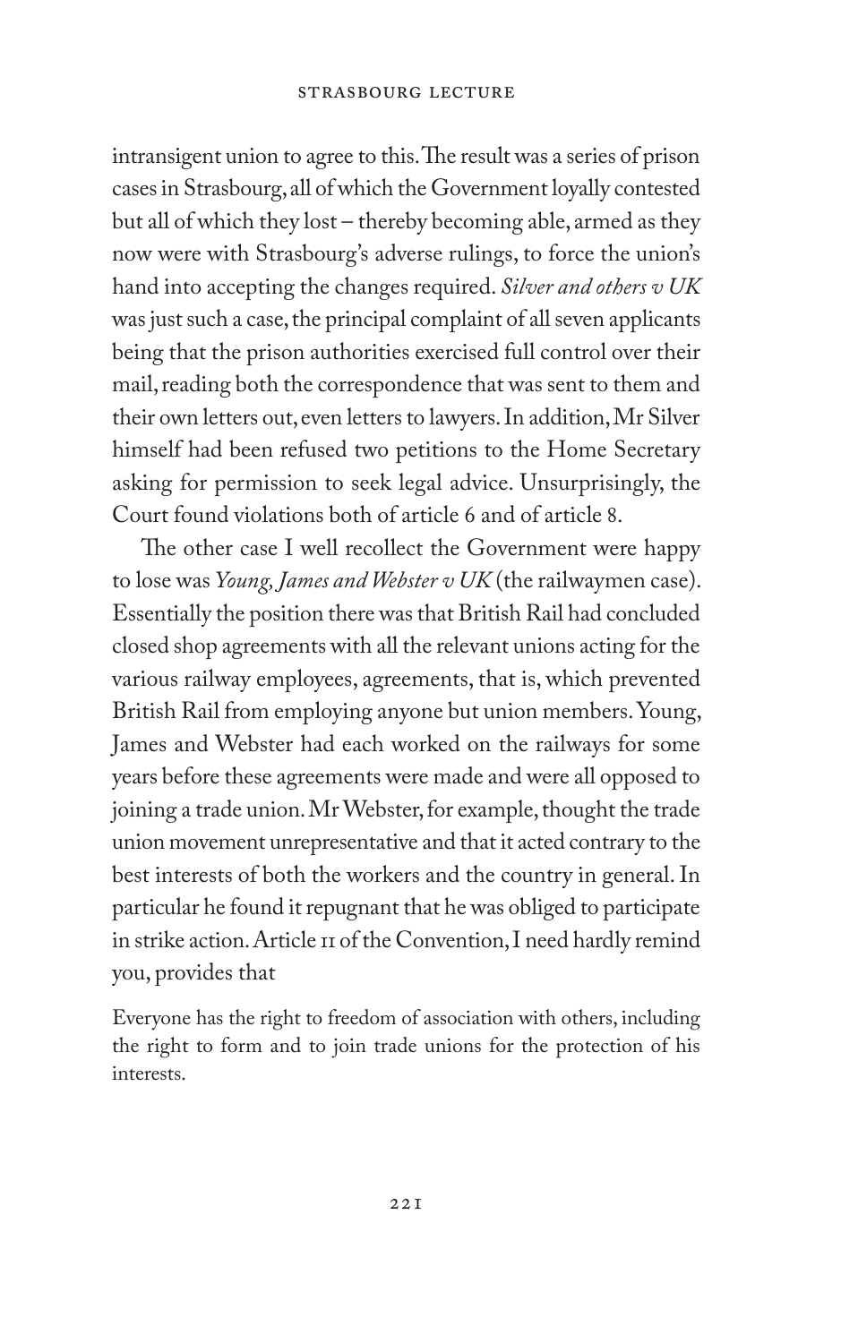intransigent union to agree to this. The result was a series of prison cases in Strasbourg, all of which the Government loyally contested but all of which they lost – thereby becoming able, armed as they now were with Strasbourg's adverse rulings, to force the union's hand into accepting the changes required. *Silver and others v UK* was just such a case, the principal complaint of all seven applicants being that the prison authorities exercised full control over their mail, reading both the correspondence that was sent to them and their own letters out, even letters to lawyers. In addition, Mr Silver himself had been refused two petitions to the Home Secretary asking for permission to seek legal advice. Unsurprisingly, the Court found violations both of article 6 and of article 8.

The other case I well recollect the Government were happy to lose was *Young, James and Webster v UK* (the railwaymen case). Essentially the position there was that British Rail had concluded closed shop agreements with all the relevant unions acting for the various railway employees, agreements, that is, which prevented British Rail from employing anyone but union members. Young, James and Webster had each worked on the railways for some years before these agreements were made and were all opposed to joining a trade union. Mr Webster, for example, thought the trade union movement unrepresentative and that it acted contrary to the best interests of both the workers and the country in general. In particular he found it repugnant that he was obliged to participate in strike action. Article 11 of the Convention, I need hardly remind you, provides that

> Everyone has the right to freedom of association with others, including the right to form and to join trade unions for the protection of his interests.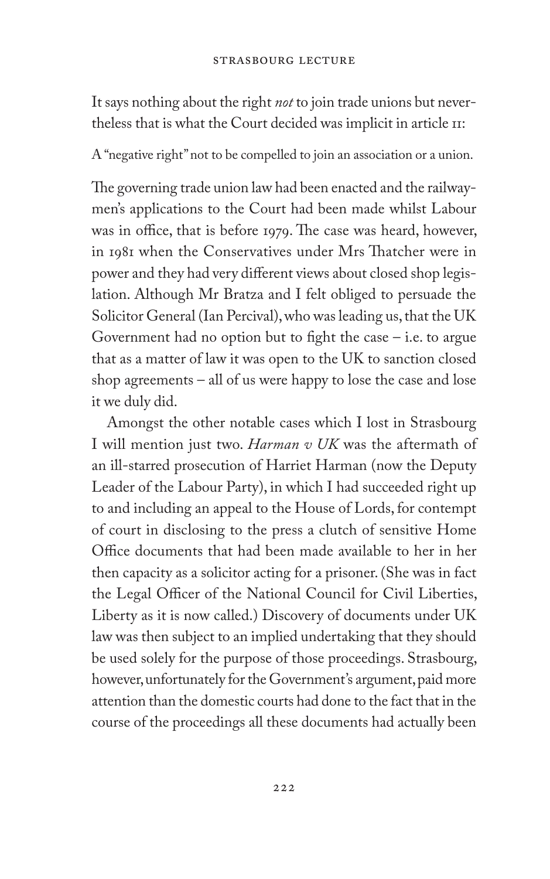It says nothing about the right *not* to join trade unions but nevertheless that is what the Court decided was implicit in article 11:

A "negative right" not to be compelled to join an association or a union.

The governing trade union law had been enacted and the railwaymen's applications to the Court had been made whilst Labour was in office, that is before 1979. The case was heard, however, in 1981 when the Conservatives under Mrs Thatcher were in power and they had very different views about closed shop legislation. Although Mr Bratza and I felt obliged to persuade the Solicitor General (Ian Percival), who was leading us, that the UK Government had no option but to fight the case – i.e. to argue that as a matter of law it was open to the UK to sanction closed shop agreements – all of us were happy to lose the case and lose it we duly did.

Amongst the other notable cases which I lost in Strasbourg I will mention just two. *Harman v UK* was the aftermath of an ill-starred prosecution of Harriet Harman (now the Deputy Leader of the Labour Party), in which I had succeeded right up to and including an appeal to the House of Lords, for contempt of court in disclosing to the press a clutch of sensitive Home Office documents that had been made available to her in her then capacity as a solicitor acting for a prisoner. (She was in fact the Legal Officer of the National Council for Civil Liberties, Liberty as it is now called.) Discovery of documents under UK law was then subject to an implied undertaking that they should be used solely for the purpose of those proceedings. Strasbourg, however, unfortunately for the Government's argument, paid more attention than the domestic courts had done to the fact that in the course of the proceedings all these documents had actually been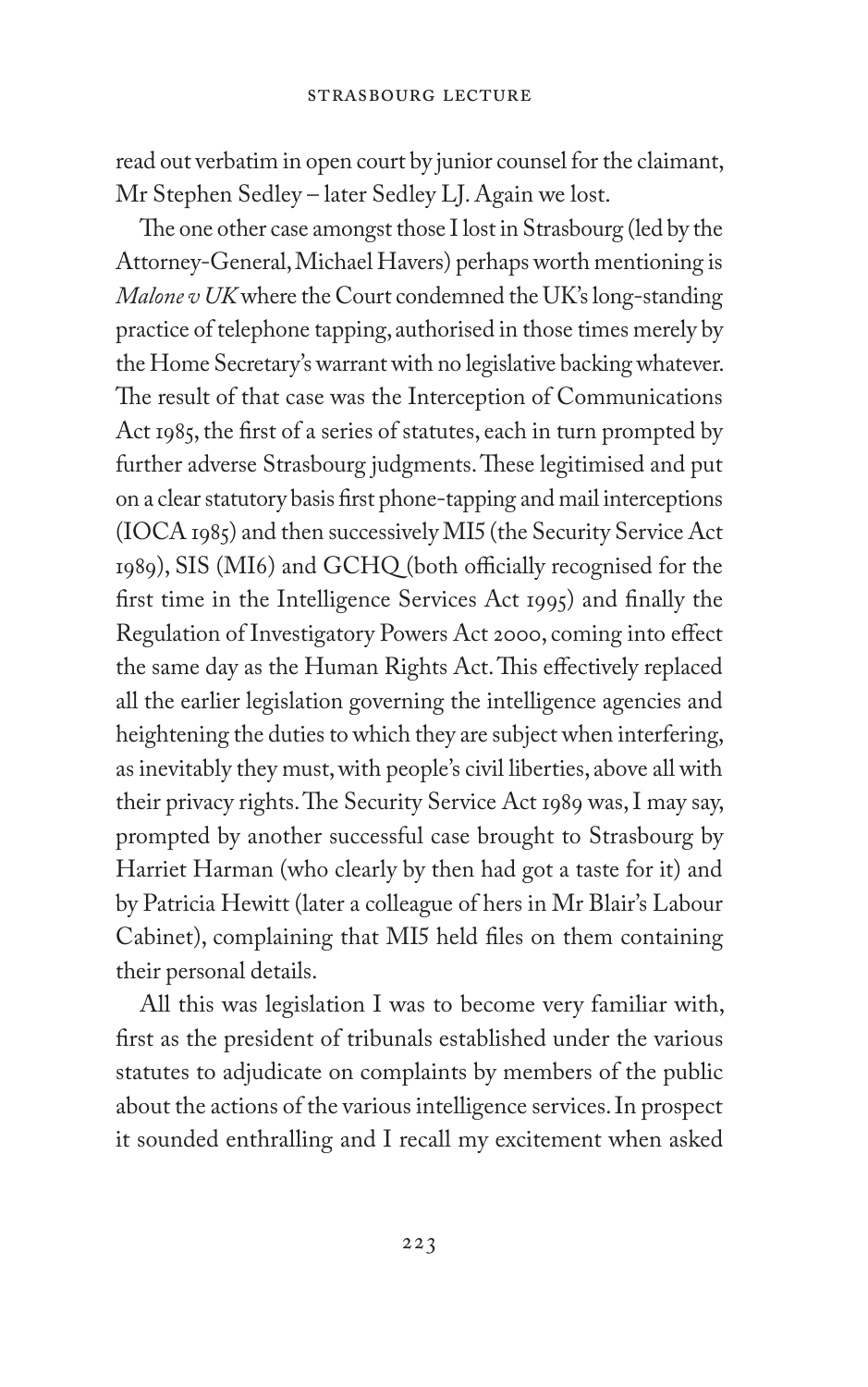read out verbatim in open court by junior counsel for the claimant, Mr Stephen Sedley – later Sedley LJ. Again we lost.

The one other case amongst those I lost in Strasbourg (led by the Attorney-General, Michael Havers) perhaps worth mentioning is *Malone v UK* where the Court condemned the UK's long-standing practice of telephone tapping, authorised in those times merely by the Home Secretary's warrant with no legislative backing whatever. The result of that case was the Interception of Communications Act 1985, the first of a series of statutes, each in turn prompted by further adverse Strasbourg judgments. These legitimised and put on a clear statutory basis first phone-tapping and mail interceptions (IOCA 1985) and then successively MI5 (the Security Service Act 1989), SIS (MI6) and GCHQ (both officially recognised for the first time in the Intelligence Services Act 1995) and finally the Regulation of Investigatory Powers Act 2000, coming into effect the same day as the Human Rights Act. This effectively replaced all the earlier legislation governing the intelligence agencies and heightening the duties to which they are subject when interfering, as inevitably they must, with people's civil liberties, above all with their privacy rights. The Security Service Act 1989 was, I may say, prompted by another successful case brought to Strasbourg by Harriet Harman (who clearly by then had got a taste for it) and by Patricia Hewitt (later a colleague of hers in Mr Blair's Labour Cabinet), complaining that MI5 held files on them containing their personal details.

All this was legislation I was to become very familiar with, first as the president of tribunals established under the various statutes to adjudicate on complaints by members of the public about the actions of the various intelligence services. In prospect it sounded enthralling and I recall my excitement when asked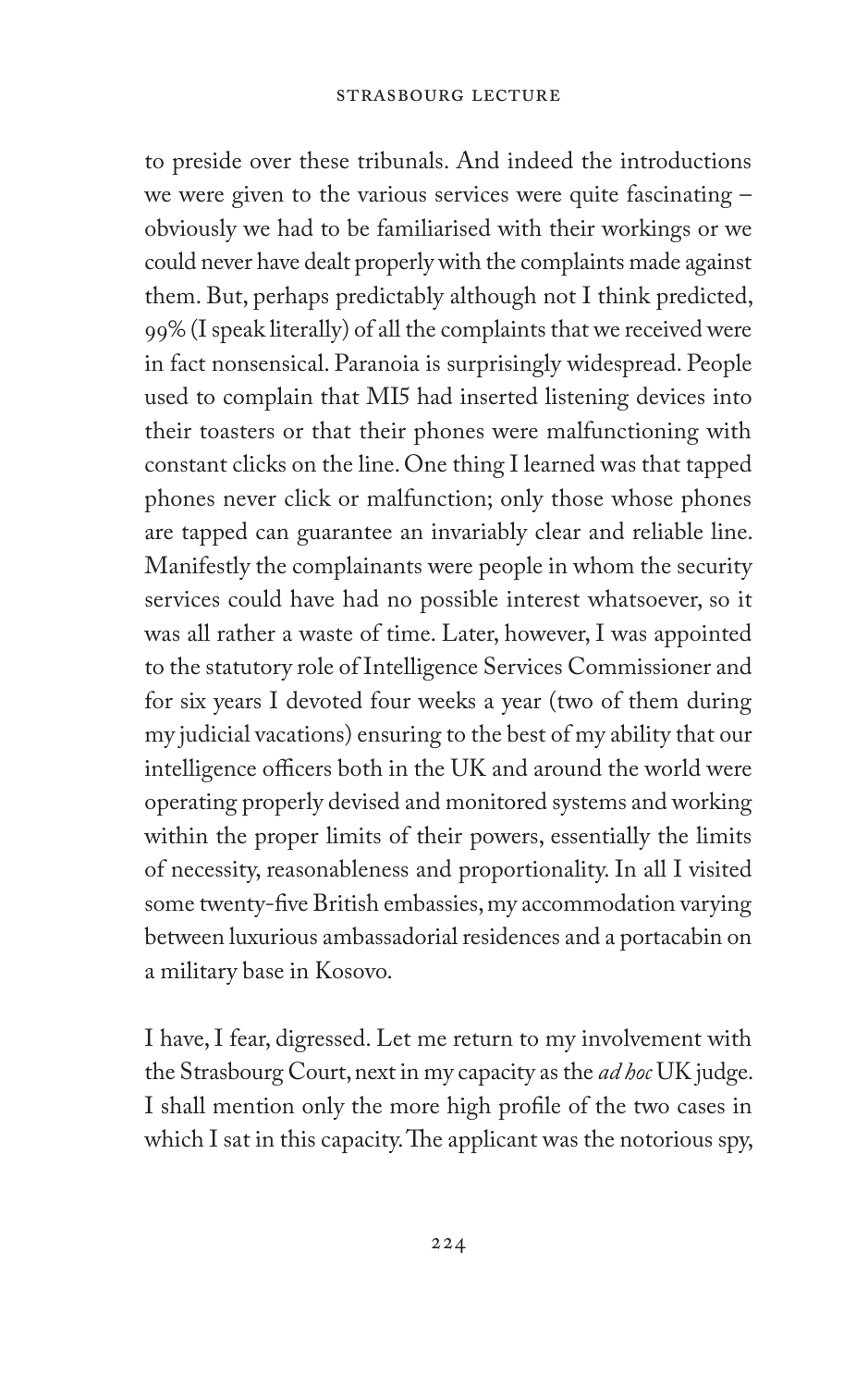to preside over these tribunals. And indeed the introductions we were given to the various services were quite fascinating – obviously we had to be familiarised with their workings or we could never have dealt properly with the complaints made against them. But, perhaps predictably although not I think predicted, 99% (I speak literally) of all the complaints that we received were in fact nonsensical. Paranoia is surprisingly widespread. People used to complain that MI5 had inserted listening devices into their toasters or that their phones were malfunctioning with constant clicks on the line. One thing I learned was that tapped phones never click or malfunction; only those whose phones are tapped can guarantee an invariably clear and reliable line. Manifestly the complainants were people in whom the security services could have had no possible interest whatsoever, so it was all rather a waste of time. Later, however, I was appointed to the statutory role of Intelligence Services Commissioner and for six years I devoted four weeks a year (two of them during my judicial vacations) ensuring to the best of my ability that our intelligence officers both in the UK and around the world were operating properly devised and monitored systems and working within the proper limits of their powers, essentially the limits of necessity, reasonableness and proportionality. In all I visited some twenty-five British embassies, my accommodation varying between luxurious ambassadorial residences and a portacabin on a military base in Kosovo.

I have, I fear, digressed. Let me return to my involvement with the Strasbourg Court, next in my capacity as the *ad hoc* UK judge. I shall mention only the more high profile of the two cases in which I sat in this capacity. The applicant was the notorious spy,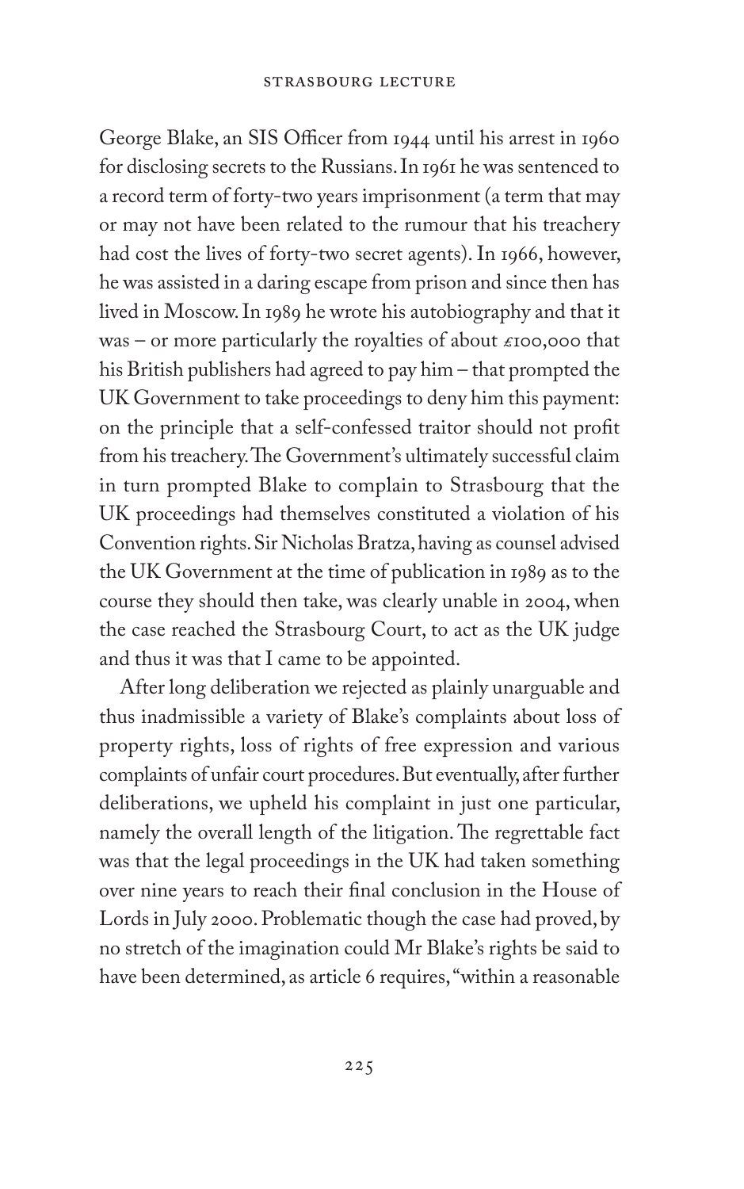George Blake, an SIS Officer from 1944 until his arrest in 1960 for disclosing secrets to the Russians. In 1961 he was sentenced to a record term of forty-two years imprisonment (a term that may or may not have been related to the rumour that his treachery had cost the lives of forty-two secret agents). In 1966, however, he was assisted in a daring escape from prison and since then has lived in Moscow. In 1989 he wrote his autobiography and that it was – or more particularly the royalties of about £100,000 that his British publishers had agreed to pay him – that prompted the UK Government to take proceedings to deny him this payment: on the principle that a self-confessed traitor should not profit from his treachery. The Government's ultimately successful claim in turn prompted Blake to complain to Strasbourg that the UK proceedings had themselves constituted a violation of his Convention rights. Sir Nicholas Bratza, having as counsel advised the UK Government at the time of publication in 1989 as to the course they should then take, was clearly unable in 2004, when the case reached the Strasbourg Court, to act as the UK judge and thus it was that I came to be appointed.

After long deliberation we rejected as plainly unarguable and thus inadmissible a variety of Blake's complaints about loss of property rights, loss of rights of free expression and various complaints of unfair court procedures. But eventually, after further deliberations, we upheld his complaint in just one particular, namely the overall length of the litigation. The regrettable fact was that the legal proceedings in the UK had taken something over nine years to reach their final conclusion in the House of Lords in July 2000. Problematic though the case had proved, by no stretch of the imagination could Mr Blake's rights be said to have been determined, as article 6 requires, "within a reasonable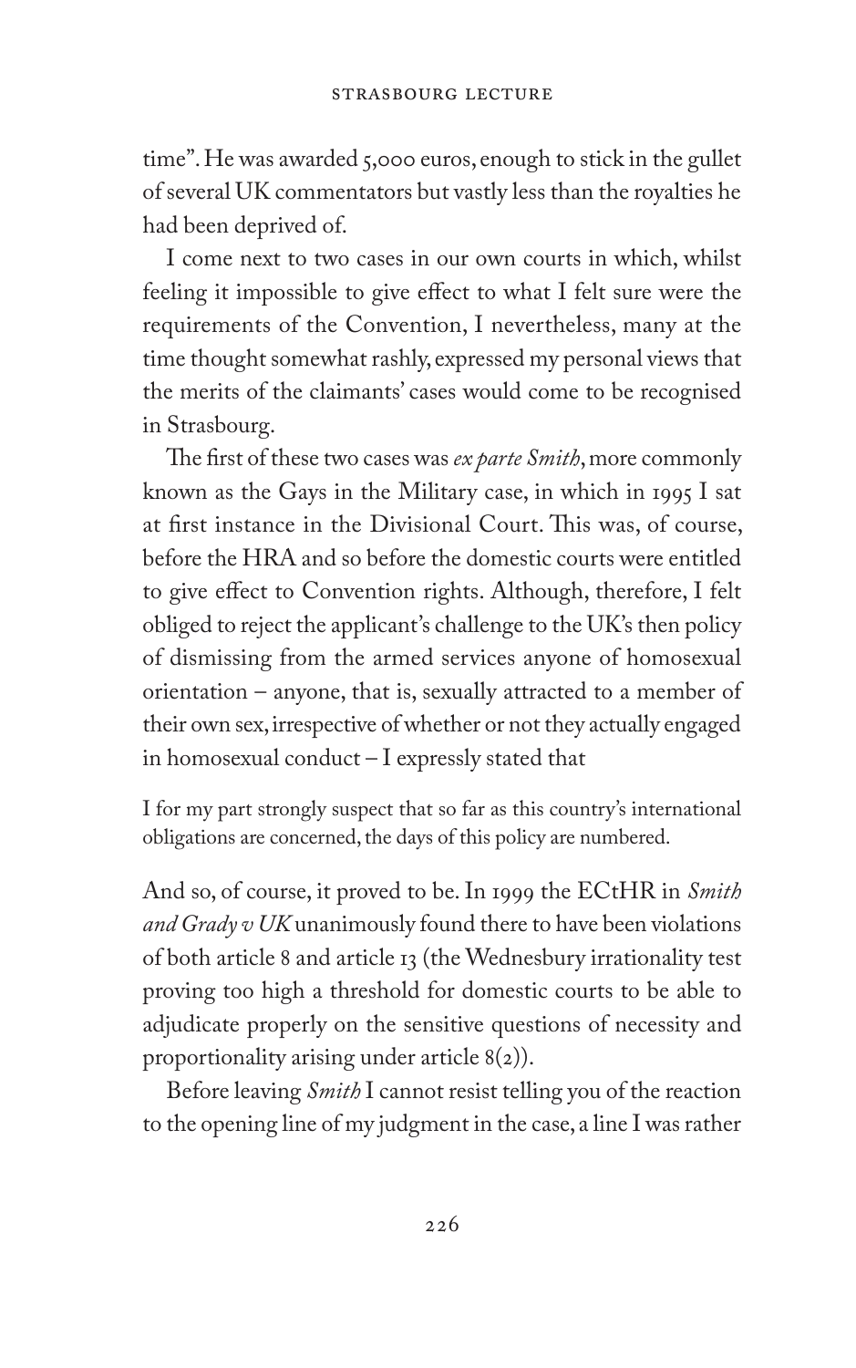time". He was awarded 5,000 euros, enough to stick in the gullet of several UK commentators but vastly less than the royalties he had been deprived of.

I come next to two cases in our own courts in which, whilst feeling it impossible to give effect to what I felt sure were the requirements of the Convention, I nevertheless, many at the time thought somewhat rashly, expressed my personal views that the merits of the claimants' cases would come to be recognised in Strasbourg.

The first of these two cases was *ex parte Smith*, more commonly known as the Gays in the Military case, in which in 1995 I sat at first instance in the Divisional Court. This was, of course, before the HRA and so before the domestic courts were entitled to give effect to Convention rights. Although, therefore, I felt obliged to reject the applicant's challenge to the UK's then policy of dismissing from the armed services anyone of homosexual orientation – anyone, that is, sexually attracted to a member of their own sex, irrespective of whether or not they actually engaged in homosexual conduct – I expressly stated that

> I for my part strongly suspect that so far as this country's international obligations are concerned, the days of this policy are numbered.

And so, of course, it proved to be. In 1999 the ECtHR in *Smith and Grady v UK* unanimously found there to have been violations of both article 8 and article 13 (the Wednesbury irrationality test proving too high a threshold for domestic courts to be able to adjudicate properly on the sensitive questions of necessity and proportionality arising under article 8(2)).

Before leaving *Smith* I cannot resist telling you of the reaction to the opening line of my judgment in the case, a line I was rather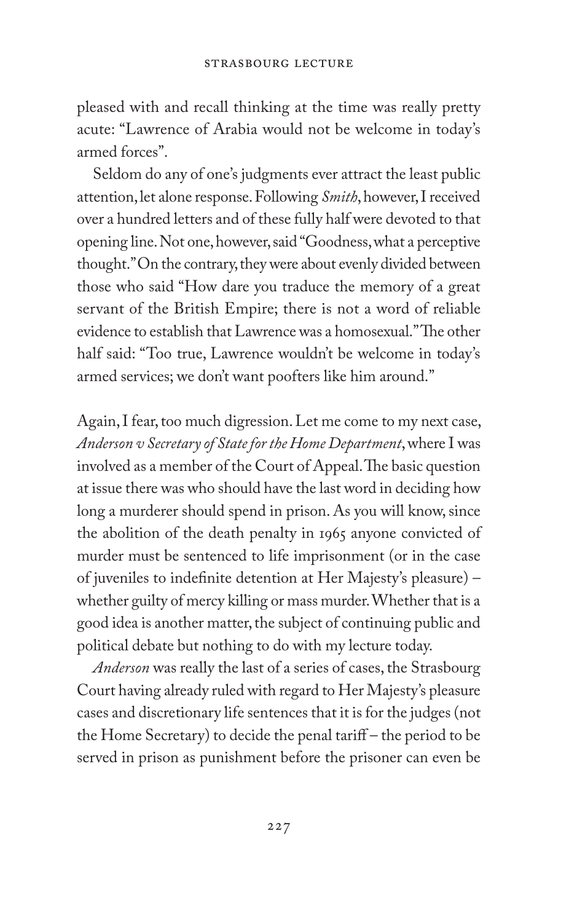pleased with and recall thinking at the time was really pretty acute: "Lawrence of Arabia would not be welcome in today's armed forces".

Seldom do any of one's judgments ever attract the least public attention, let alone response. Following *Smith*, however, I received over a hundred letters and of these fully half were devoted to that opening line. Not one, however, said "Goodness, what a perceptive thought." On the contrary, they were about evenly divided between those who said "How dare you traduce the memory of a great servant of the British Empire; there is not a word of reliable evidence to establish that Lawrence was a homosexual." The other half said: "Too true, Lawrence wouldn't be welcome in today's armed services; we don't want poofters like him around."

Again, I fear, too much digression. Let me come to my next case, *Anderson v Secretary of State for the Home Department*, where I was involved as a member of the Court of Appeal. The basic question at issue there was who should have the last word in deciding how long a murderer should spend in prison. As you will know, since the abolition of the death penalty in 1965 anyone convicted of murder must be sentenced to life imprisonment (or in the case of juveniles to indefinite detention at Her Majesty's pleasure) – whether guilty of mercy killing or mass murder. Whether that is a good idea is another matter, the subject of continuing public and political debate but nothing to do with my lecture today.

*Anderson* was really the last of a series of cases, the Strasbourg Court having already ruled with regard to Her Majesty's pleasure cases and discretionary life sentences that it is for the judges (not the Home Secretary) to decide the penal tariff – the period to be served in prison as punishment before the prisoner can even be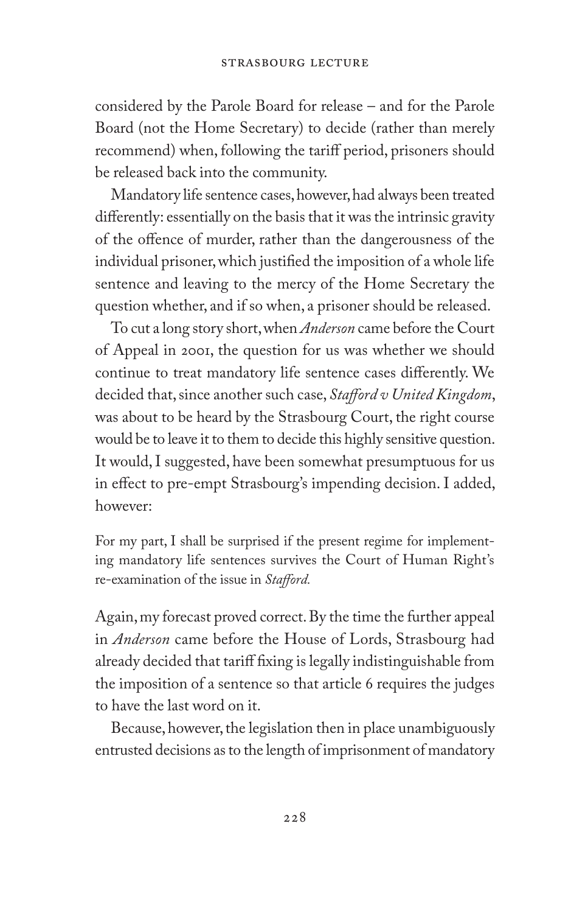considered by the Parole Board for release – and for the Parole Board (not the Home Secretary) to decide (rather than merely recommend) when, following the tariff period, prisoners should be released back into the community.

Mandatory life sentence cases, however, had always been treated differently: essentially on the basis that it was the intrinsic gravity of the offence of murder, rather than the dangerousness of the individual prisoner, which justified the imposition of a whole life sentence and leaving to the mercy of the Home Secretary the question whether, and if so when, a prisoner should be released.

To cut a long story short, when *Anderson* came before the Court of Appeal in 2001, the question for us was whether we should continue to treat mandatory life sentence cases differently. We decided that, since another such case, *Stafford v United Kingdom*, was about to be heard by the Strasbourg Court, the right course would be to leave it to them to decide this highly sensitive question. It would, I suggested, have been somewhat presumptuous for us in effect to pre-empt Strasbourg's impending decision. I added, however:

> For my part, I shall be surprised if the present regime for implementing mandatory life sentences survives the Court of Human Right's re-examination of the issue in *Stafford*.

Again, my forecast proved correct. By the time the further appeal in *Anderson* came before the House of Lords, Strasbourg had already decided that tariff fixing is legally indistinguishable from the imposition of a sentence so that article 6 requires the judges to have the last word on it.

Because, however, the legislation then in place unambiguously entrusted decisions as to the length of imprisonment of mandatory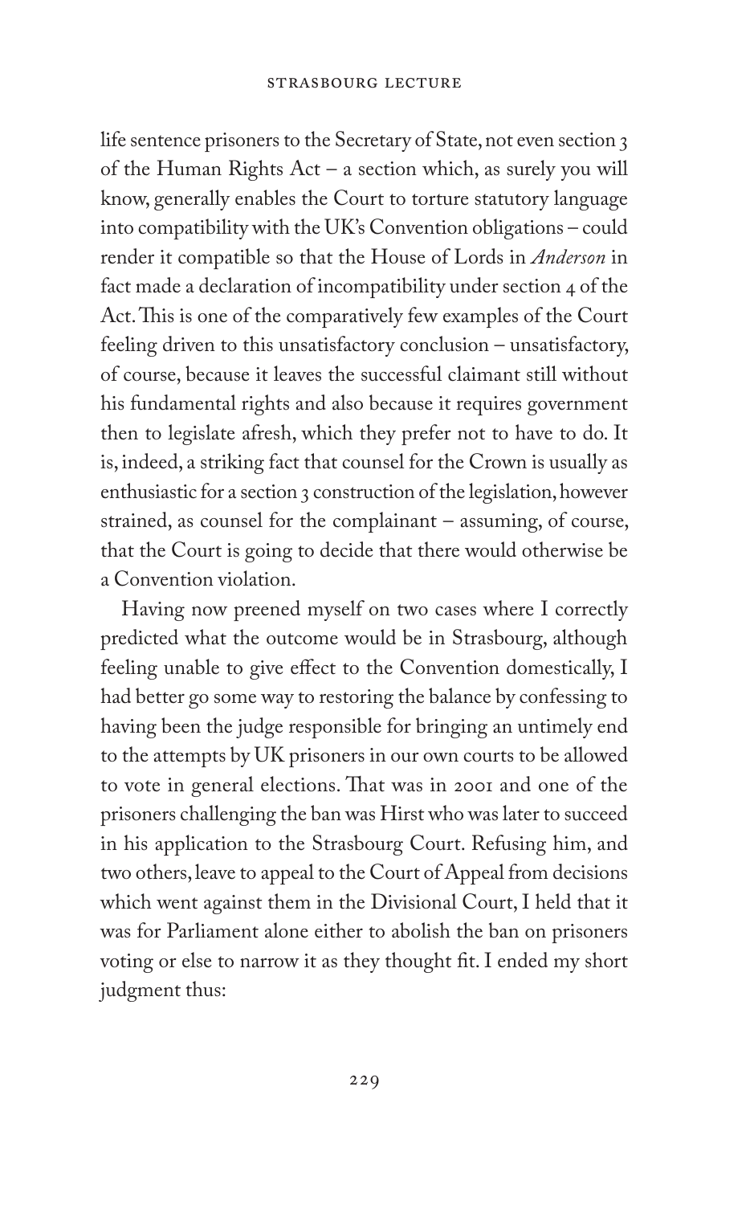life sentence prisoners to the Secretary of State, not even section 3 of the Human Rights Act – a section which, as surely you will know, generally enables the Court to torture statutory language into compatibility with the UK's Convention obligations – could render it compatible so that the House of Lords in *Anderson* in fact made a declaration of incompatibility under section 4 of the Act. This is one of the comparatively few examples of the Court feeling driven to this unsatisfactory conclusion – unsatisfactory, of course, because it leaves the successful claimant still without his fundamental rights and also because it requires government then to legislate afresh, which they prefer not to have to do. It is, indeed, a striking fact that counsel for the Crown is usually as enthusiastic for a section 3 construction of the legislation, however strained, as counsel for the complainant – assuming, of course, that the Court is going to decide that there would otherwise be a Convention violation.

Having now preened myself on two cases where I correctly predicted what the outcome would be in Strasbourg, although feeling unable to give effect to the Convention domestically, I had better go some way to restoring the balance by confessing to having been the judge responsible for bringing an untimely end to the attempts by UK prisoners in our own courts to be allowed to vote in general elections. That was in 2001 and one of the prisoners challenging the ban was Hirst who was later to succeed in his application to the Strasbourg Court. Refusing him, and two others, leave to appeal to the Court of Appeal from decisions which went against them in the Divisional Court, I held that it was for Parliament alone either to abolish the ban on prisoners voting or else to narrow it as they thought fit. I ended my short judgment thus: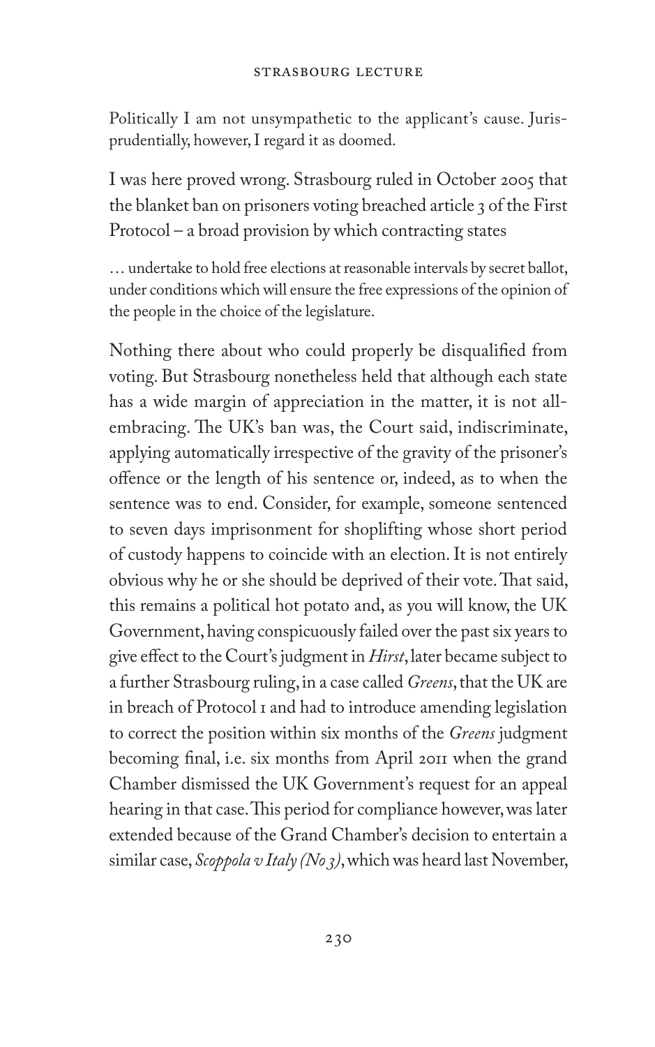Politically I am not unsympathetic to the applicant's cause. Jurisprudentially, however, I regard it as doomed.

I was here proved wrong. Strasbourg ruled in October 2005 that the blanket ban on prisoners voting breached article 3 of the First Protocol – a broad provision by which contracting states

> … undertake to hold free elections at reasonable intervals by secret ballot, under conditions which will ensure the free expressions of the opinion of the people in the choice of the legislature.

Nothing there about who could properly be disqualified from voting. But Strasbourg nonetheless held that although each state has a wide margin of appreciation in the matter, it is not all-embracing. The UK's ban was, the Court said, indiscriminate, applying automatically irrespective of the gravity of the prisoner's offence or the length of his sentence or, indeed, as to when the sentence was to end. Consider, for example, someone sentenced to seven days imprisonment for shoplifting whose short period of custody happens to coincide with an election. It is not entirely obvious why he or she should be deprived of their vote. That said, this remains a political hot potato and, as you will know, the UK Government, having conspicuously failed over the past six years to give effect to the Court's judgment in *Hirst*, later became subject to a further Strasbourg ruling, in a case called *Greens*, that the UK are in breach of Protocol 1 and had to introduce amending legislation to correct the position within six months of the *Greens* judgment becoming final, i.e. six months from April 2011 when the grand Chamber dismissed the UK Government's request for an appeal hearing in that case. This period for compliance however, was later extended because of the Grand Chamber's decision to entertain a similar case, *Scoppola v Italy (No 3)*, which was heard last November,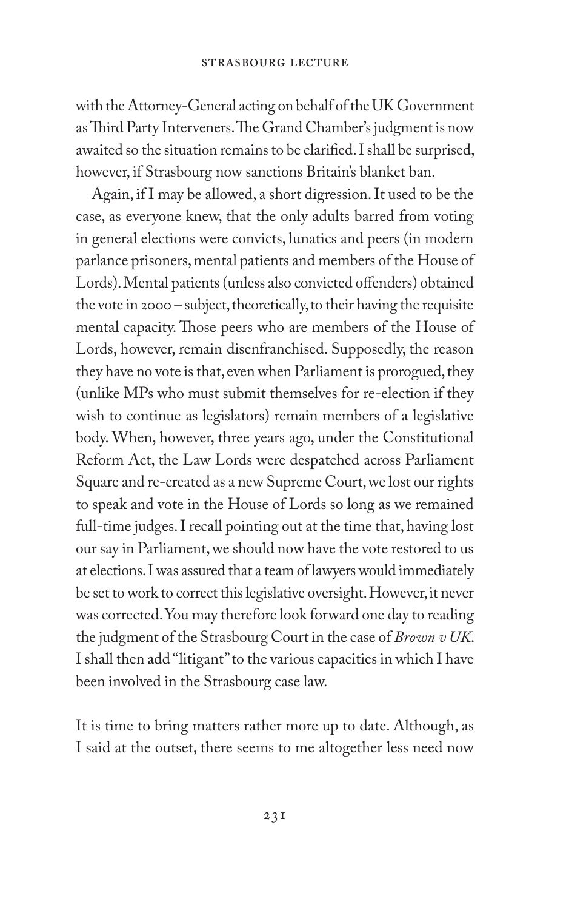with the Attorney-General acting on behalf of the UK Government as Third Party Interveners. The Grand Chamber's judgment is now awaited so the situation remains to be clarified. I shall be surprised, however, if Strasbourg now sanctions Britain's blanket ban.

Again, if I may be allowed, a short digression. It used to be the case, as everyone knew, that the only adults barred from voting in general elections were convicts, lunatics and peers (in modern parlance prisoners, mental patients and members of the House of Lords). Mental patients (unless also convicted offenders) obtained the vote in 2000 – subject, theoretically, to their having the requisite mental capacity. Those peers who are members of the House of Lords, however, remain disenfranchised. Supposedly, the reason they have no vote is that, even when Parliament is prorogued, they (unlike MPs who must submit themselves for re-election if they wish to continue as legislators) remain members of a legislative body. When, however, three years ago, under the Constitutional Reform Act, the Law Lords were despatched across Parliament Square and re-created as a new Supreme Court, we lost our rights to speak and vote in the House of Lords so long as we remained full-time judges. I recall pointing out at the time that, having lost our say in Parliament, we should now have the vote restored to us at elections. I was assured that a team of lawyers would immediately be set to work to correct this legislative oversight. However, it never was corrected. You may therefore look forward one day to reading the judgment of the Strasbourg Court in the case of *Brown v UK*. I shall then add "litigant" to the various capacities in which I have been involved in the Strasbourg case law.

It is time to bring matters rather more up to date. Although, as I said at the outset, there seems to me altogether less need now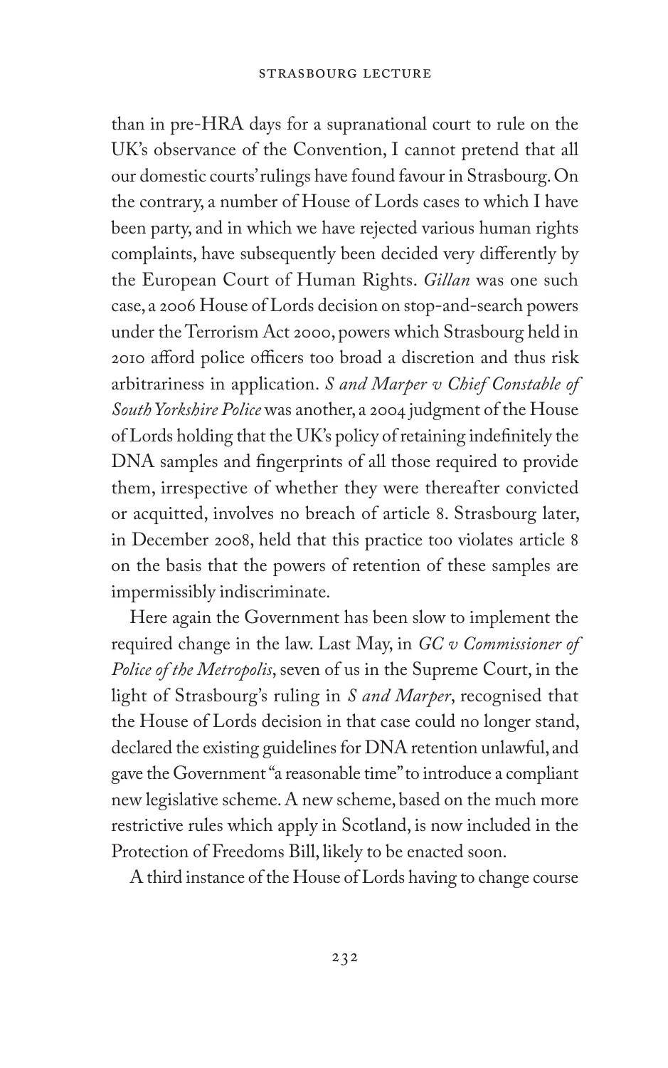than in pre-HRA days for a supranational court to rule on the UK's observance of the Convention, I cannot pretend that all our domestic courts' rulings have found favour in Strasbourg. On the contrary, a number of House of Lords cases to which I have been party, and in which we have rejected various human rights complaints, have subsequently been decided very differently by the European Court of Human Rights. *Gillan* was one such case, a 2006 House of Lords decision on stop-and-search powers under the Terrorism Act 2000, powers which Strasbourg held in 2010 afford police officers too broad a discretion and thus risk arbitrariness in application. *S and Marper v Chief Constable of South Yorkshire Police* was another, a 2004 judgment of the House of Lords holding that the UK's policy of retaining indefinitely the DNA samples and fingerprints of all those required to provide them, irrespective of whether they were thereafter convicted or acquitted, involves no breach of article 8. Strasbourg later, in December 2008, held that this practice too violates article 8 on the basis that the powers of retention of these samples are impermissibly indiscriminate.

Here again the Government has been slow to implement the required change in the law. Last May, in *GC v Commissioner of Police of the Metropolis*, seven of us in the Supreme Court, in the light of Strasbourg's ruling in *S and Marper*, recognised that the House of Lords decision in that case could no longer stand, declared the existing guidelines for DNA retention unlawful, and gave the Government "a reasonable time" to introduce a compliant new legislative scheme. A new scheme, based on the much more restrictive rules which apply in Scotland, is now included in the Protection of Freedoms Bill, likely to be enacted soon.

A third instance of the House of Lords having to change course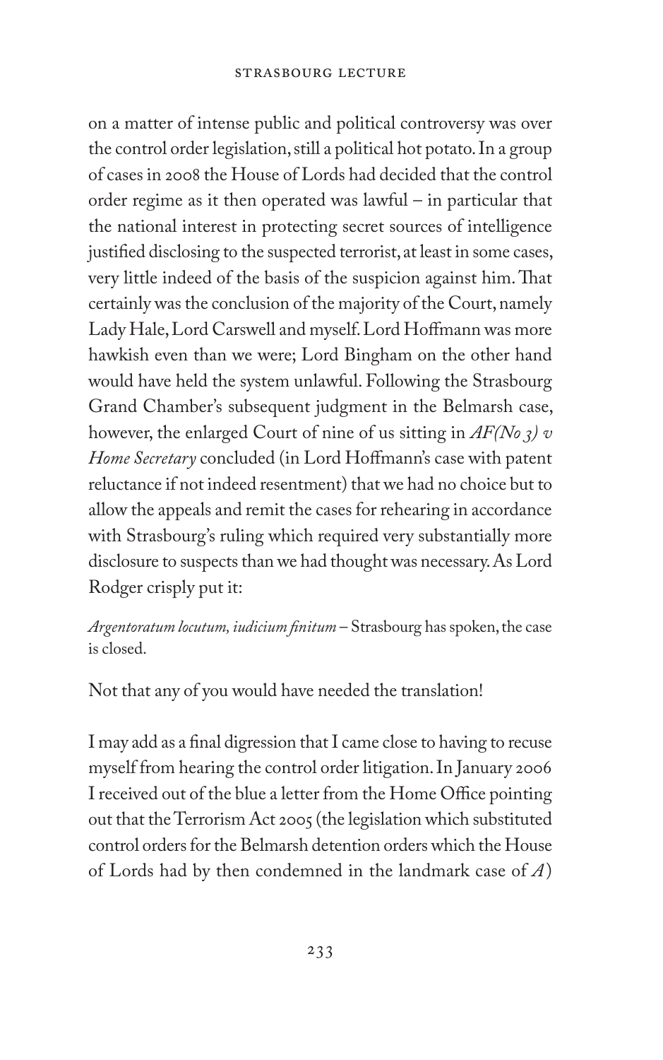on a matter of intense public and political controversy was over the control order legislation, still a political hot potato. In a group of cases in 2008 the House of Lords had decided that the control order regime as it then operated was lawful – in particular that the national interest in protecting secret sources of intelligence justified disclosing to the suspected terrorist, at least in some cases, very little indeed of the basis of the suspicion against him. That certainly was the conclusion of the majority of the Court, namely Lady Hale, Lord Carswell and myself. Lord Hoffmann was more hawkish even than we were; Lord Bingham on the other hand would have held the system unlawful. Following the Strasbourg Grand Chamber's subsequent judgment in the Belmarsh case, however, the enlarged Court of nine of us sitting in *AF(No 3) v Home Secretary* concluded (in Lord Hoffmann's case with patent reluctance if not indeed resentment) that we had no choice but to allow the appeals and remit the cases for rehearing in accordance with Strasbourg's ruling which required very substantially more disclosure to suspects than we had thought was necessary. As Lord Rodger crisply put it:

*Argentoratum locutum, iudicium finitum* – Strasbourg has spoken, the case is closed.

Not that any of you would have needed the translation!

I may add as a final digression that I came close to having to recuse myself from hearing the control order litigation. In January 2006 I received out of the blue a letter from the Home Office pointing out that the Terrorism Act 2005 (the legislation which substituted control orders for the Belmarsh detention orders which the House of Lords had by then condemned in the landmark case of *A*)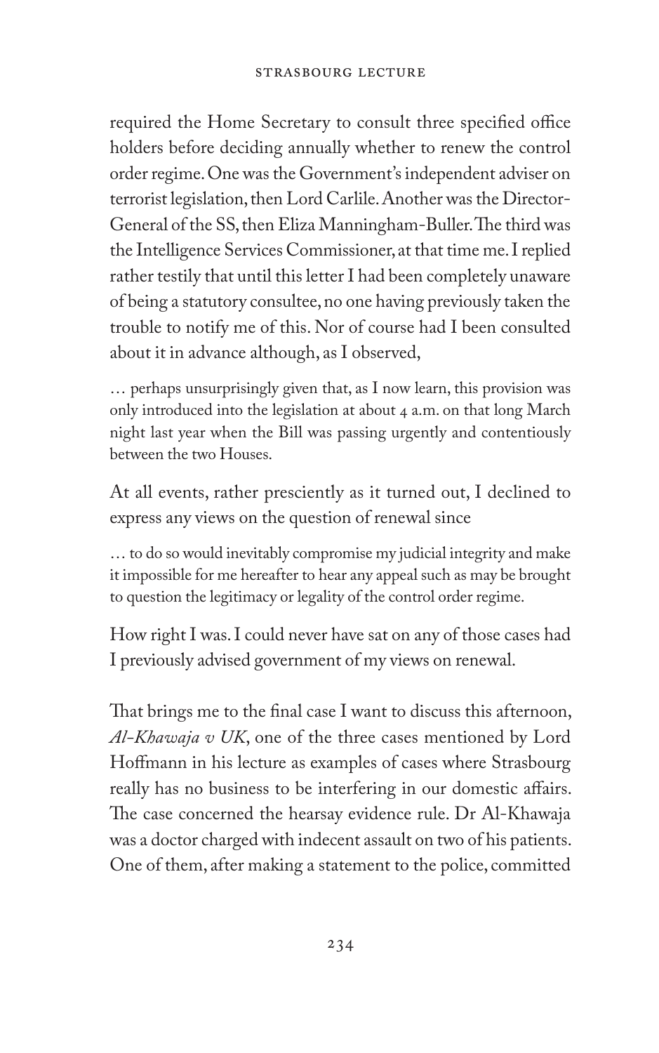required the Home Secretary to consult three specified office holders before deciding annually whether to renew the control order regime. One was the Government's independent adviser on terrorist legislation, then Lord Carlile. Another was the Director-General of the SS, then Eliza Manningham-Buller. The third was the Intelligence Services Commissioner, at that time me. I replied rather testily that until this letter I had been completely unaware of being a statutory consultee, no one having previously taken the trouble to notify me of this. Nor of course had I been consulted about it in advance although, as I observed,

> … perhaps unsurprisingly given that, as I now learn, this provision was only introduced into the legislation at about 4 a.m. on that long March night last year when the Bill was passing urgently and contentiously between the two Houses.

At all events, rather presciently as it turned out, I declined to express any views on the question of renewal since

> … to do so would inevitably compromise my judicial integrity and make it impossible for me hereafter to hear any appeal such as may be brought to question the legitimacy or legality of the control order regime.

How right I was. I could never have sat on any of those cases had I previously advised government of my views on renewal.

That brings me to the final case I want to discuss this afternoon, *Al-Khawaja v UK*, one of the three cases mentioned by Lord Hoffmann in his lecture as examples of cases where Strasbourg really has no business to be interfering in our domestic affairs. The case concerned the hearsay evidence rule. Dr Al-Khawaja was a doctor charged with indecent assault on two of his patients. One of them, after making a statement to the police, committed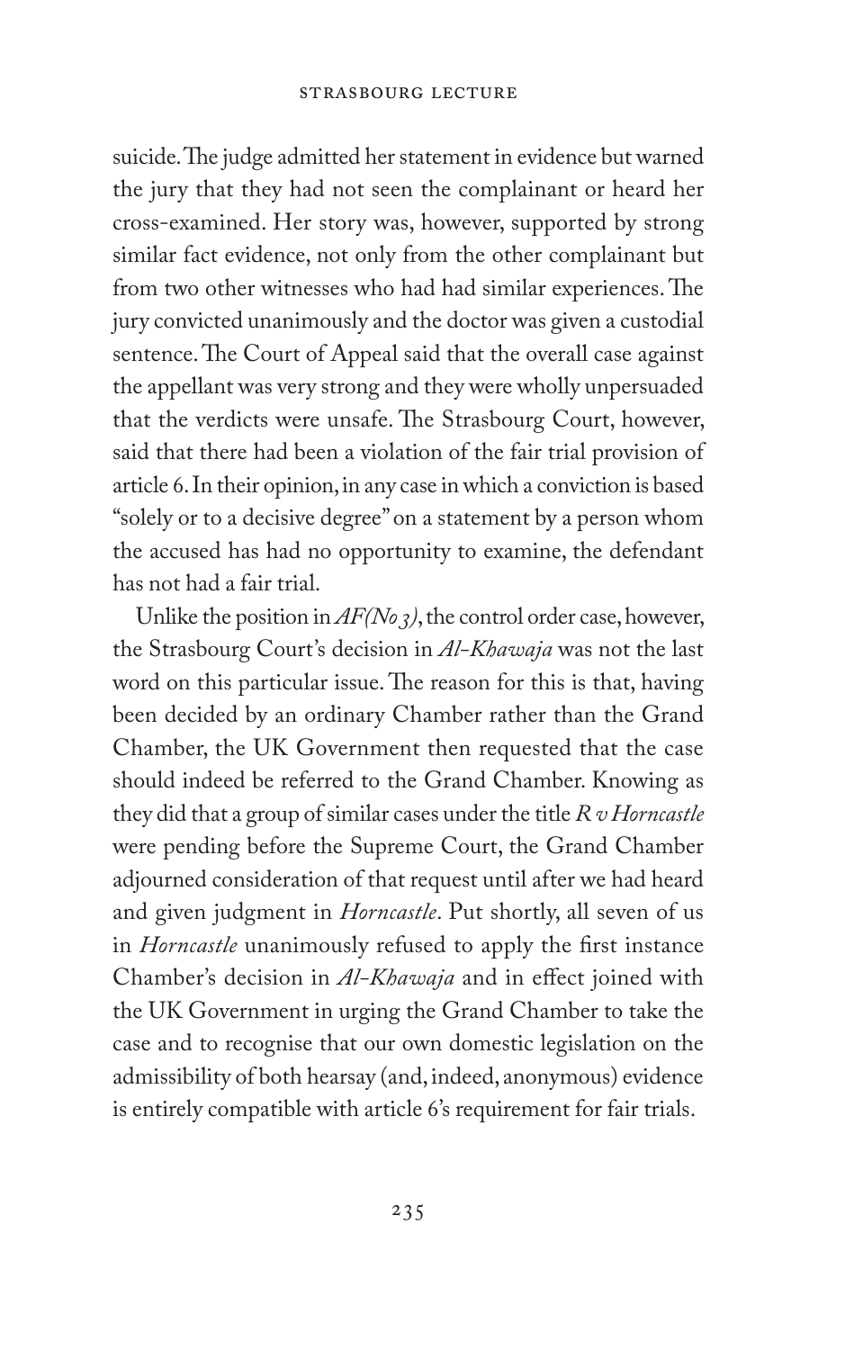suicide. The judge admitted her statement in evidence but warned the jury that they had not seen the complainant or heard her cross-examined. Her story was, however, supported by strong similar fact evidence, not only from the other complainant but from two other witnesses who had had similar experiences. The jury convicted unanimously and the doctor was given a custodial sentence. The Court of Appeal said that the overall case against the appellant was very strong and they were wholly unpersuaded that the verdicts were unsafe. The Strasbourg Court, however, said that there had been a violation of the fair trial provision of article 6. In their opinion, in any case in which a conviction is based "solely or to a decisive degree" on a statement by a person whom the accused has had no opportunity to examine, the defendant has not had a fair trial.

Unlike the position in *AF(No 3)*, the control order case, however, the Strasbourg Court's decision in *Al-Khawaja* was not the last word on this particular issue. The reason for this is that, having been decided by an ordinary Chamber rather than the Grand Chamber, the UK Government then requested that the case should indeed be referred to the Grand Chamber. Knowing as they did that a group of similar cases under the title *R v Horncastle* were pending before the Supreme Court, the Grand Chamber adjourned consideration of that request until after we had heard and given judgment in *Horncastle*. Put shortly, all seven of us in *Horncastle* unanimously refused to apply the first instance Chamber's decision in *Al-Khawaja* and in effect joined with the UK Government in urging the Grand Chamber to take the case and to recognise that our own domestic legislation on the admissibility of both hearsay (and, indeed, anonymous) evidence is entirely compatible with article 6's requirement for fair trials.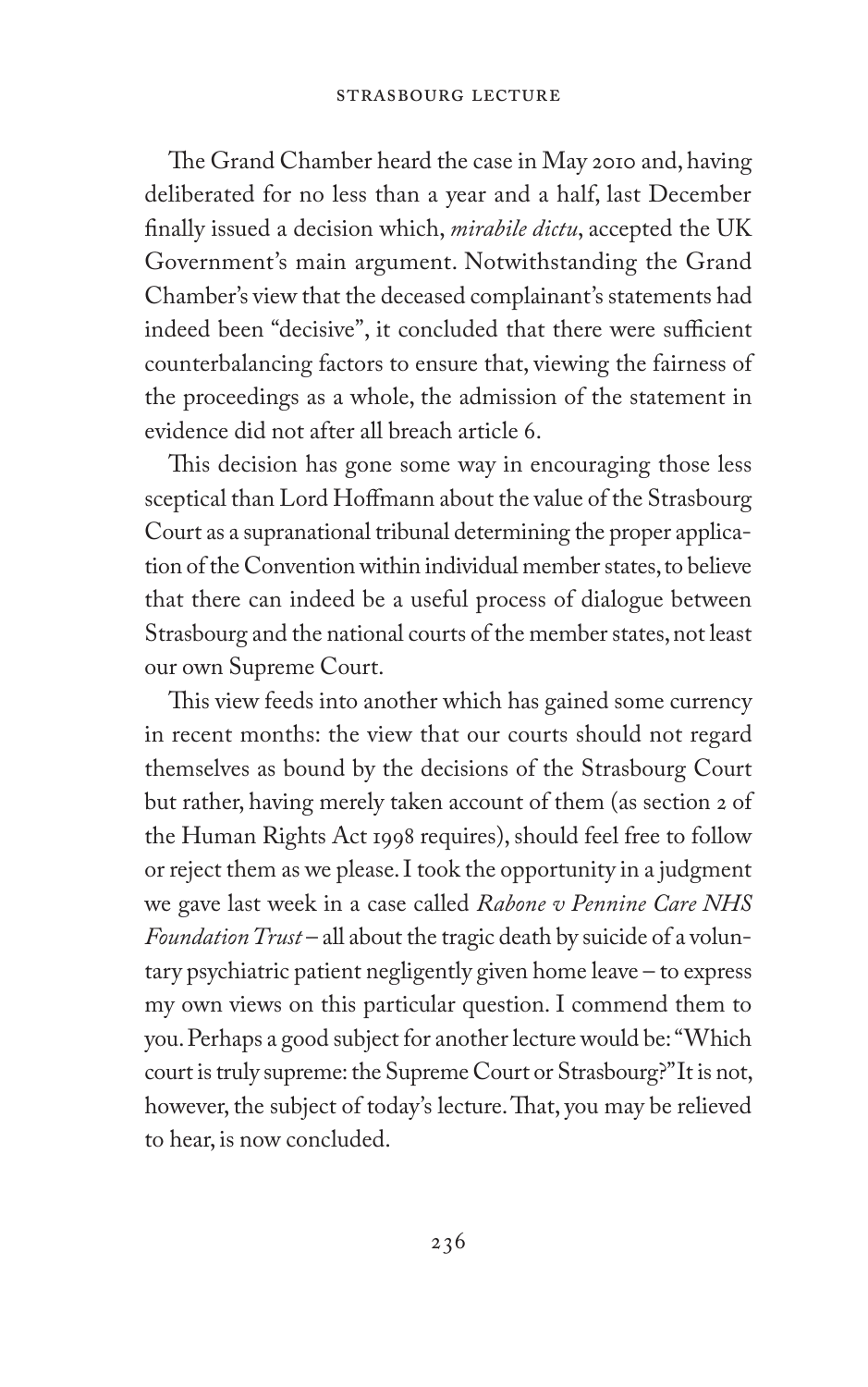The Grand Chamber heard the case in May 2010 and, having deliberated for no less than a year and a half, last December finally issued a decision which, *mirabile dictu*, accepted the UK Government's main argument. Notwithstanding the Grand Chamber's view that the deceased complainant's statements had indeed been "decisive", it concluded that there were sufficient counterbalancing factors to ensure that, viewing the fairness of the proceedings as a whole, the admission of the statement in evidence did not after all breach article 6.

This decision has gone some way in encouraging those less sceptical than Lord Hoffmann about the value of the Strasbourg Court as a supranational tribunal determining the proper application of the Convention within individual member states, to believe that there can indeed be a useful process of dialogue between Strasbourg and the national courts of the member states, not least our own Supreme Court.

This view feeds into another which has gained some currency in recent months: the view that our courts should not regard themselves as bound by the decisions of the Strasbourg Court but rather, having merely taken account of them (as section 2 of the Human Rights Act 1998 requires), should feel free to follow or reject them as we please. I took the opportunity in a judgment we gave last week in a case called *Rabone v Pennine Care NHS Foundation Trust* – all about the tragic death by suicide of a voluntary psychiatric patient negligently given home leave – to express my own views on this particular question. I commend them to you. Perhaps a good subject for another lecture would be: "Which court is truly supreme: the Supreme Court or Strasbourg?" It is not, however, the subject of today's lecture. That, you may be relieved to hear, is now concluded.